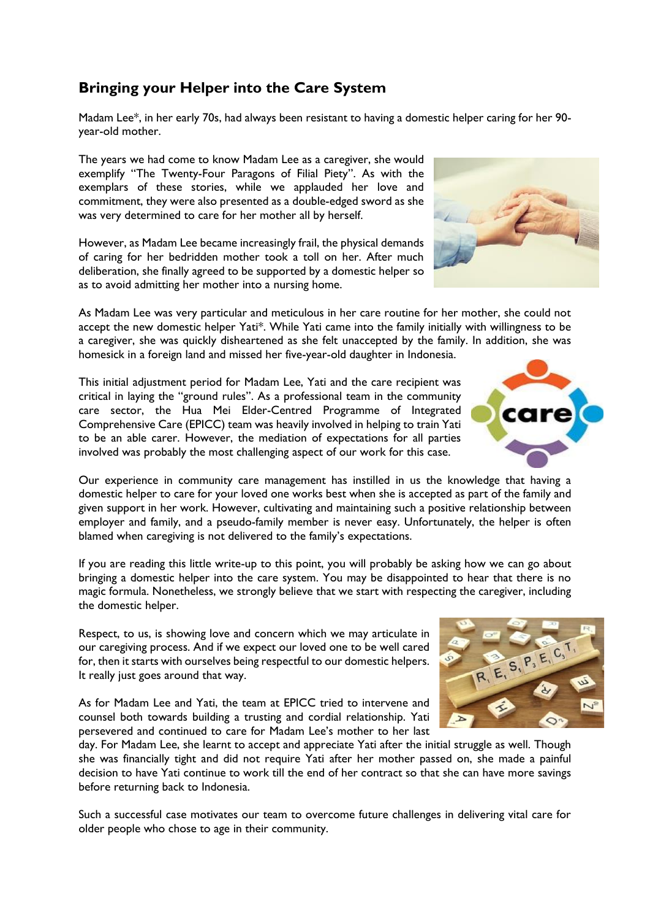## Bringing your Helper into the Care System

Madam Lee*, in her early 70s, had always been resistant to having a domestic helper caring for her 90-year-old mother.

The years we had come to know Madam Lee as a caregiver, she would exemplify "The Twenty-Four Paragons of Filial Piety". As with the exemplars of these stories, while we applauded her love and commitment, they were also presented as a double-edged sword as she was very determined to care for her mother all by herself.

However, as Madam Lee became increasingly frail, the physical demands of caring for her bedridden mother took a toll on her. After much deliberation, she finally agreed to be supported by a domestic helper so as to avoid admitting her mother into a nursing home.

As Madam Lee was very particular and meticulous in her care routine for her mother, she could not accept the new domestic helper Yati*. While Yati came into the family initially with willingness to be a caregiver, she was quickly disheartened as she felt unaccepted by the family. In addition, she was homesick in a foreign land and missed her five-year-old daughter in Indonesia.

This initial adjustment period for Madam Lee, Yati and the care recipient was critical in laying the "ground rules". As a professional team in the community care sector, the Hua Mei Elder-Centred Programme of Integrated Comprehensive Care (EPICC) team was heavily involved in helping to train Yati to be an able carer. However, the mediation of expectations for all parties involved was probably the most challenging aspect of our work for this case.

Our experience in community care management has instilled in us the knowledge that having a domestic helper to care for your loved one works best when she is accepted as part of the family and given support in her work. However, cultivating and maintaining such a positive relationship between employer and family, and a pseudo-family member is never easy. Unfortunately, the helper is often blamed when caregiving is not delivered to the family's expectations.

If you are reading this little write-up to this point, you will probably be asking how we can go about bringing a domestic helper into the care system. You may be disappointed to hear that there is no magic formula. Nonetheless, we strongly believe that we start with respecting the caregiver, including the domestic helper.

Respect, to us, is showing love and concern which we may articulate in our caregiving process. And if we expect our loved one to be well cared for, then it starts with ourselves being respectful to our domestic helpers. It really just goes around that way.

As for Madam Lee and Yati, the team at EPICC tried to intervene and counsel both towards building a trusting and cordial relationship. Yati persevered and continued to care for Madam Lee's mother to her last day. For Madam Lee, she learnt to accept and appreciate Yati after the initial struggle as well. Though she was financially tight and did not require Yati after her mother passed on, she made a painful decision to have Yati continue to work till the end of her contract so that she can have more savings before returning back to Indonesia.

Such a successful case motivates our team to overcome future challenges in delivering vital care for older people who chose to age in their community.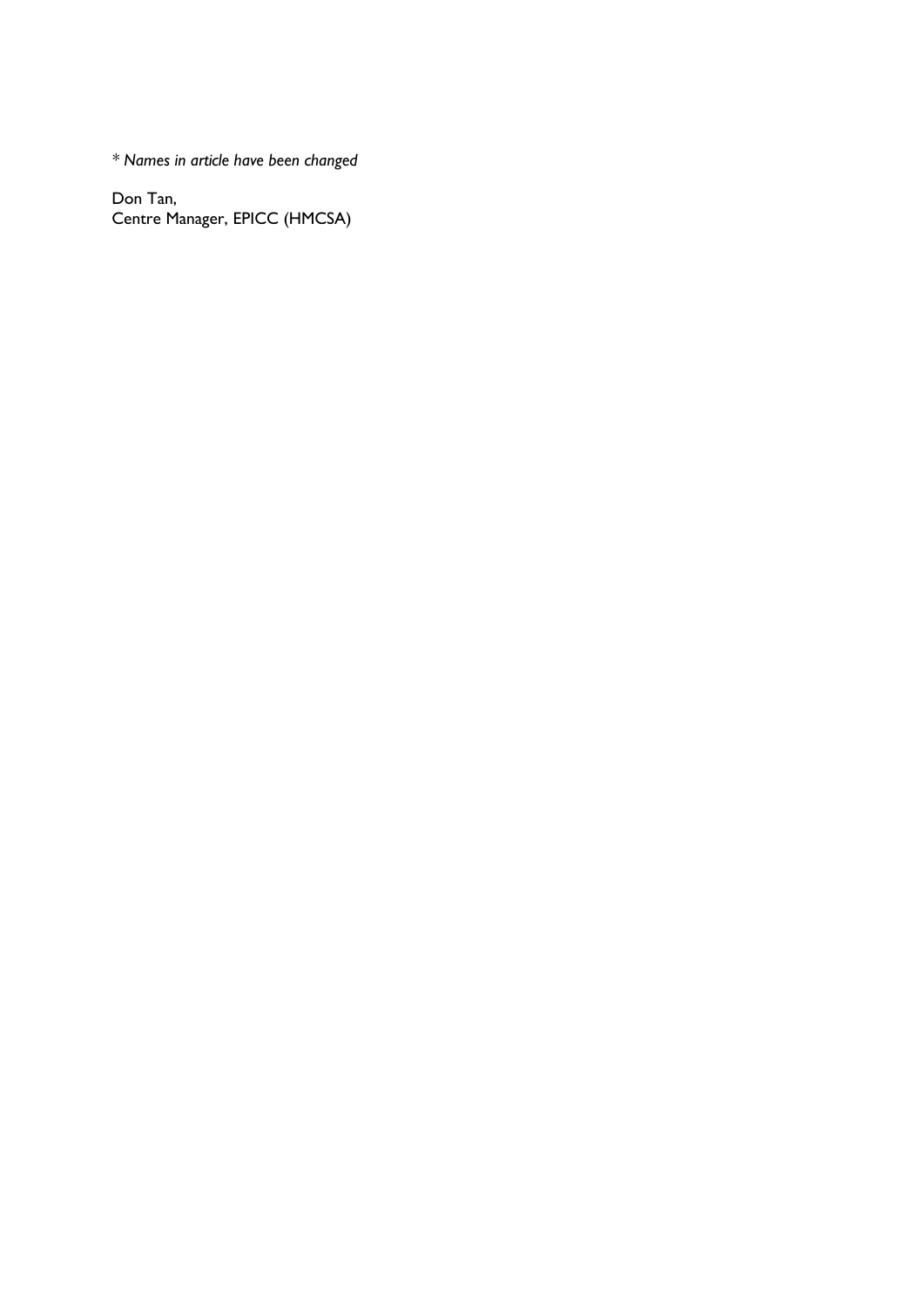*\* Names in article have been changed*

Don Tan,
Centre Manager, EPICC (HMCSA)